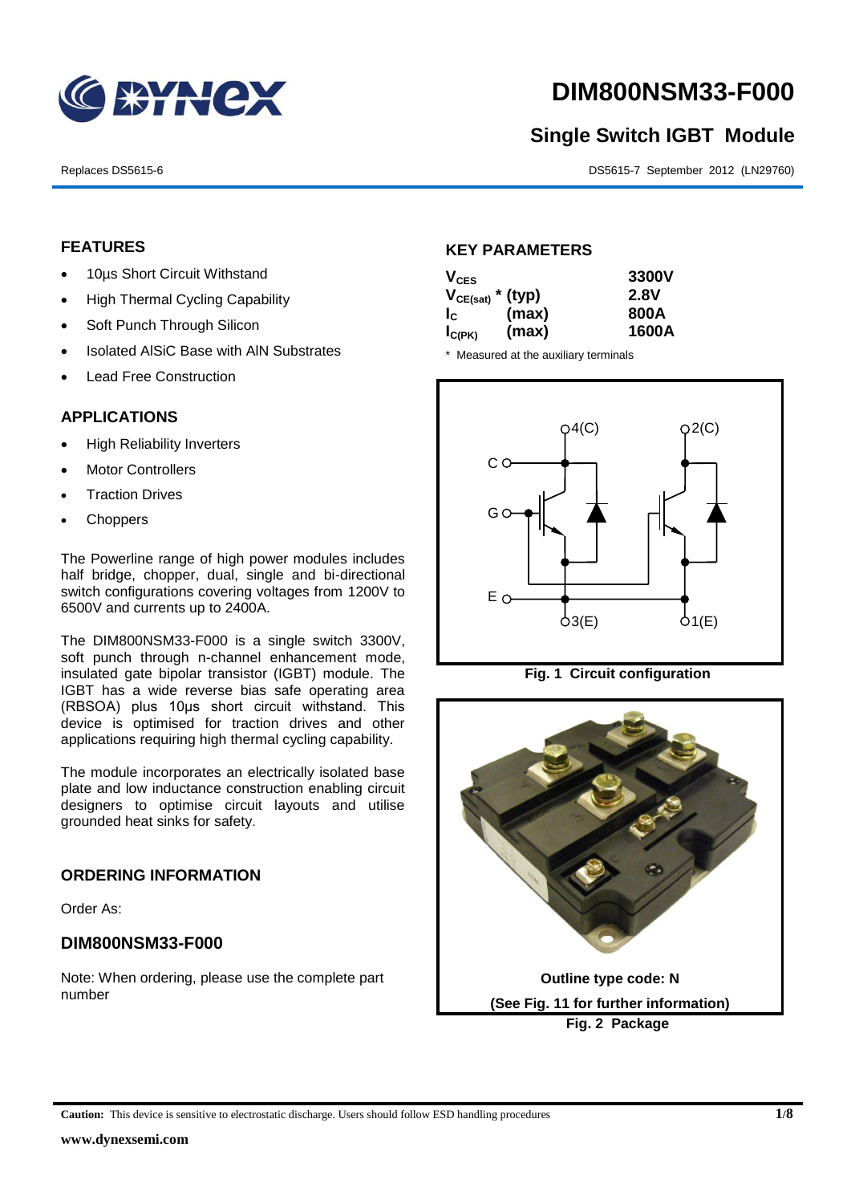# DIM800NSM33-F000

## Single Switch IGBT Module

Replaces DS5615-6

DS5615-7 September 2012 (LN29760)

## FEATURES

- 10µs Short Circuit Withstand
- High Thermal Cycling Capability
- Soft Punch Through Silicon
- Isolated AlSiC Base with AlN Substrates
- Lead Free Construction

## APPLICATIONS

- High Reliability Inverters
- Motor Controllers
- Traction Drives
- Choppers

The Powerline range of high power modules includes half bridge, chopper, dual, single and bi-directional switch configurations covering voltages from 1200V to 6500V and currents up to 2400A.

The DIM800NSM33-F000 is a single switch 3300V, soft punch through n-channel enhancement mode, insulated gate bipolar transistor (IGBT) module. The IGBT has a wide reverse bias safe operating area (RBSOA) plus 10µs short circuit withstand. This device is optimised for traction drives and other applications requiring high thermal cycling capability.

The module incorporates an electrically isolated base plate and low inductance construction enabling circuit designers to optimise circuit layouts and utilise grounded heat sinks for safety.

## ORDERING INFORMATION

Order As:

### DIM800NSM33-F000

Note: When ordering, please use the complete part number

## KEY PARAMETERS

| | | |
|---|---|---|
| $V_{CES}$ | | 3300V |
| $V_{CE(sat)}$ * | (typ) | 2.8V |
| $I_C$ | (max) | 800A |
| $I_{C(PK)}$ | (max) | 1600A |

\* Measured at the auxiliary terminals

**Fig. 1 Circuit configuration**

Outline type code: N

(See Fig. 11 for further information)

**Fig. 2 Package**

**Caution:** This device is sensitive to electrostatic discharge. Users should follow ESD handling procedures

www.dynexsemi.com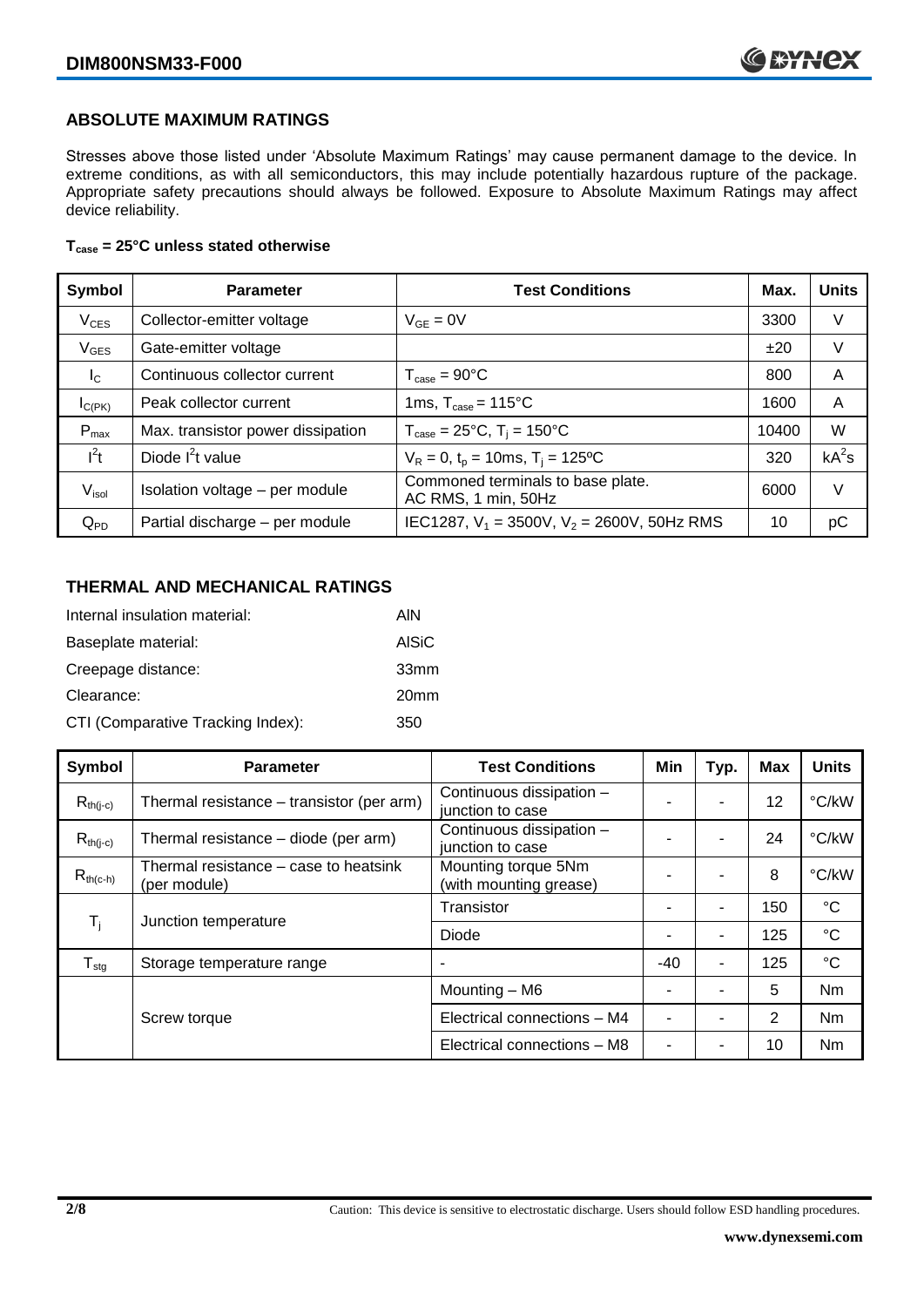## ABSOLUTE MAXIMUM RATINGS

Stresses above those listed under 'Absolute Maximum Ratings' may cause permanent damage to the device. In extreme conditions, as with all semiconductors, this may include potentially hazardous rupture of the package. Appropriate safety precautions should always be followed. Exposure to Absolute Maximum Ratings may affect device reliability.

**$T_{case}$ = 25°C unless stated otherwise**

| Symbol | Parameter | Test Conditions | Max. | Units |
|---|---|---|---|---|
| $V_{CES}$ | Collector-emitter voltage | $V_{GE}$ = 0V | 3300 | V |
| $V_{GES}$ | Gate-emitter voltage | | ±20 | V |
| $I_C$ | Continuous collector current | $T_{case}$ = 90°C | 800 | A |
| $I_{C(PK)}$ | Peak collector current | 1ms, $T_{case}$ = 115°C | 1600 | A |
| $P_{max}$ | Max. transistor power dissipation | $T_{case}$ = 25°C, $T_j$ = 150°C | 10400 | W |
| $I^2t$ | Diode $I^2t$ value | $V_R$ = 0, $t_p$ = 10ms, $T_j$ = 125ºC | 320 | $kA^2s$ |
| $V_{isol}$ | Isolation voltage – per module | Commoned terminals to base plate. AC RMS, 1 min, 50Hz | 6000 | V |
| $Q_{PD}$ | Partial discharge – per module | IEC1287, $V_1$ = 3500V, $V_2$ = 2600V, 50Hz RMS | 10 | pC |

## THERMAL AND MECHANICAL RATINGS

Internal insulation material: AlN

Baseplate material: AlSiC

Creepage distance: 33mm

Clearance: 20mm

CTI (Comparative Tracking Index): 350

| Symbol | Parameter | Test Conditions | Min | Typ. | Max | Units |
|---|---|---|---|---|---|---|
| $R_{th(j-c)}$ | Thermal resistance – transistor (per arm) | Continuous dissipation – junction to case | - | - | 12 | °C/kW |
| $R_{th(j-c)}$ | Thermal resistance – diode (per arm) | Continuous dissipation – junction to case | - | - | 24 | °C/kW |
| $R_{th(c-h)}$ | Thermal resistance – case to heatsink (per module) | Mounting torque 5Nm (with mounting grease) | - | - | 8 | °C/kW |
| $T_j$ | Junction temperature | Transistor | - | - | 150 | °C |
| | | Diode | - | - | 125 | °C |
| $T_{stg}$ | Storage temperature range | - | -40 | - | 125 | °C |
| | Screw torque | Mounting – M6 | - | - | 5 | Nm |
| | | Electrical connections – M4 | - | - | 2 | Nm |
| | | Electrical connections – M8 | - | - | 10 | Nm |

Caution: This device is sensitive to electrostatic discharge. Users should follow ESD handling procedures.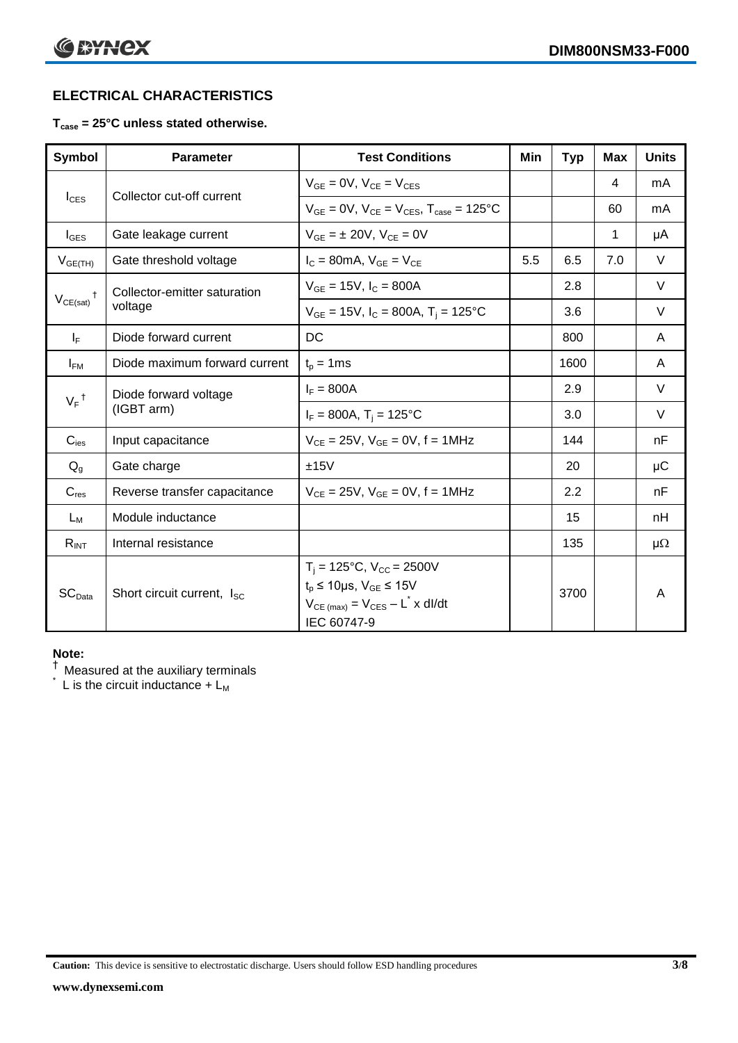## ELECTRICAL CHARACTERISTICS

**$T_{case}$ = 25°C unless stated otherwise.**

| Symbol | Parameter | Test Conditions | Min | Typ | Max | Units |
|---|---|---|---|---|---|---|
| $I_{CES}$ | Collector cut-off current | $V_{GE}$ = 0V, $V_{CE}$ = $V_{CES}$ | | | 4 | mA |
| | | $V_{GE}$ = 0V, $V_{CE}$ = $V_{CES}$, $T_{case}$ = 125°C | | | 60 | mA |
| $I_{GES}$ | Gate leakage current | $V_{GE}$ = ± 20V, $V_{CE}$ = 0V | | | 1 | μA |
| $V_{GE(TH)}$ | Gate threshold voltage | $I_C$ = 80mA, $V_{GE}$ = $V_{CE}$ | 5.5 | 6.5 | 7.0 | V |
| $V_{CE(sat)}$ † | Collector-emitter saturation voltage | $V_{GE}$ = 15V, $I_C$ = 800A | | 2.8 | | V |
| | | $V_{GE}$ = 15V, $I_C$ = 800A, $T_j$ = 125°C | | 3.6 | | V |
| $I_F$ | Diode forward current | DC | | 800 | | A |
| $I_{FM}$ | Diode maximum forward current | $t_p$ = 1ms | | 1600 | | A |
| $V_F$ † | Diode forward voltage (IGBT arm) | $I_F$ = 800A | | 2.9 | | V |
| | | $I_F$ = 800A, $T_j$ = 125°C | | 3.0 | | V |
| $C_{ies}$ | Input capacitance | $V_{CE}$ = 25V, $V_{GE}$ = 0V, f = 1MHz | | 144 | | nF |
| $Q_g$ | Gate charge | ±15V | | 20 | | μC |
| $C_{res}$ | Reverse transfer capacitance | $V_{CE}$ = 25V, $V_{GE}$ = 0V, f = 1MHz | | 2.2 | | nF |
| $L_M$ | Module inductance | | | 15 | | nH |
| $R_{INT}$ | Internal resistance | | | 135 | | μΩ |
| $SC_{Data}$ | Short circuit current, $I_{SC}$ | $T_j$ = 125°C, $V_{CC}$ = 2500V<br>$t_p$ ≤ 10μs, $V_{GE}$ ≤ 15V<br>$V_{CE\,(max)}$ = $V_{CES}$ – $L^*$ x dI/dt<br>IEC 60747-9 | | 3700 | | A |

**Note:**

† Measured at the auxiliary terminals

\* L is the circuit inductance + $L_M$

**Caution:** This device is sensitive to electrostatic discharge. Users should follow ESD handling procedures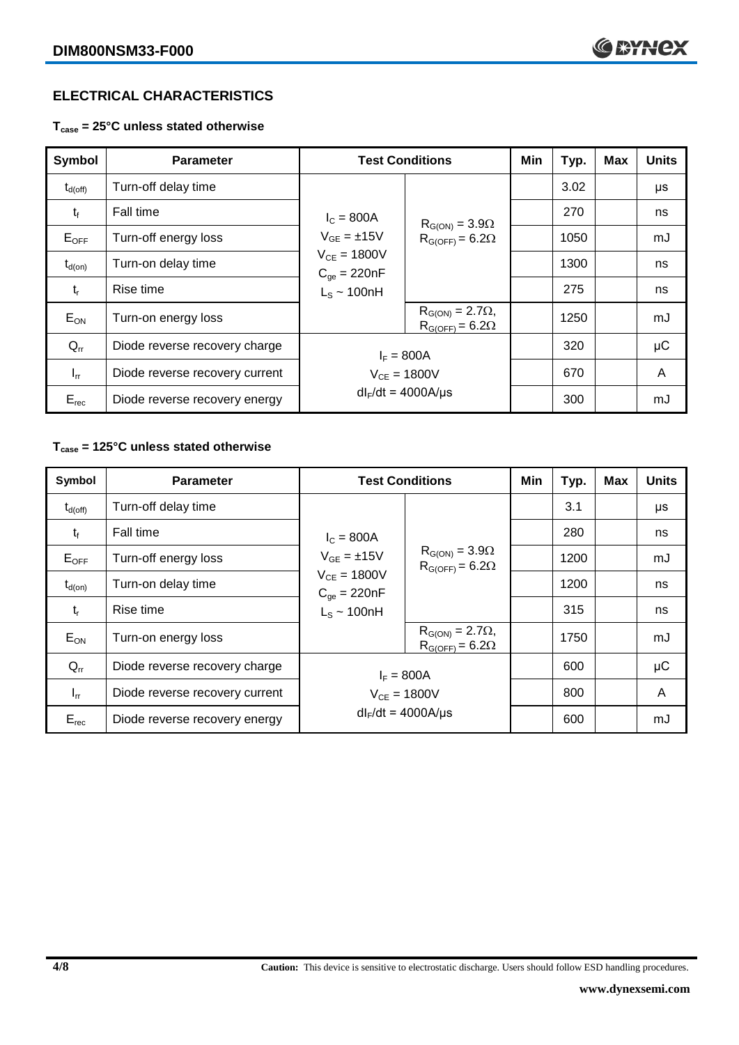## ELECTRICAL CHARACTERISTICS

**$T_{case}$ = 25°C unless stated otherwise**

| Symbol | Parameter | Test Conditions | | Min | Typ. | Max | Units |
|---|---|---|---|---|---|---|---|
| $t_{d(off)}$ | Turn-off delay time | $I_C$ = 800A<br>$V_{GE}$ = ±15V<br>$V_{CE}$ = 1800V<br>$C_{ge}$ = 220nF<br>$L_S$ ~ 100nH | $R_{G(ON)}$ = 3.9Ω<br>$R_{G(OFF)}$ = 6.2Ω | | 3.02 | | μs |
| $t_f$ | Fall time | | | | 270 | | ns |
| $E_{OFF}$ | Turn-off energy loss | | | | 1050 | | mJ |
| $t_{d(on)}$ | Turn-on delay time | | | | 1300 | | ns |
| $t_r$ | Rise time | | | | 275 | | ns |
| $E_{ON}$ | Turn-on energy loss | | $R_{G(ON)}$ = 2.7Ω,<br>$R_{G(OFF)}$ = 6.2Ω | | 1250 | | mJ |
| $Q_{rr}$ | Diode reverse recovery charge | $I_F$ = 800A<br>$V_{CE}$ = 1800V<br>$dI_F/dt$ = 4000A/μs | | | 320 | | μC |
| $I_{rr}$ | Diode reverse recovery current | | | | 670 | | A |
| $E_{rec}$ | Diode reverse recovery energy | | | | 300 | | mJ |

**$T_{case}$ = 125°C unless stated otherwise**

| Symbol | Parameter | Test Conditions | | Min | Typ. | Max | Units |
|---|---|---|---|---|---|---|---|
| $t_{d(off)}$ | Turn-off delay time | $I_C$ = 800A<br>$V_{GE}$ = ±15V<br>$V_{CE}$ = 1800V<br>$C_{ge}$ = 220nF<br>$L_S$ ~ 100nH | $R_{G(ON)}$ = 3.9Ω<br>$R_{G(OFF)}$ = 6.2Ω | | 3.1 | | μs |
| $t_f$ | Fall time | | | | 280 | | ns |
| $E_{OFF}$ | Turn-off energy loss | | | | 1200 | | mJ |
| $t_{d(on)}$ | Turn-on delay time | | | | 1200 | | ns |
| $t_r$ | Rise time | | | | 315 | | ns |
| $E_{ON}$ | Turn-on energy loss | | $R_{G(ON)}$ = 2.7Ω,<br>$R_{G(OFF)}$ = 6.2Ω | | 1750 | | mJ |
| $Q_{rr}$ | Diode reverse recovery charge | $I_F$ = 800A<br>$V_{CE}$ = 1800V<br>$dI_F/dt$ = 4000A/μs | | | 600 | | μC |
| $I_{rr}$ | Diode reverse recovery current | | | | 800 | | A |
| $E_{rec}$ | Diode reverse recovery energy | | | | 600 | | mJ |

**Caution:** This device is sensitive to electrostatic discharge. Users should follow ESD handling procedures.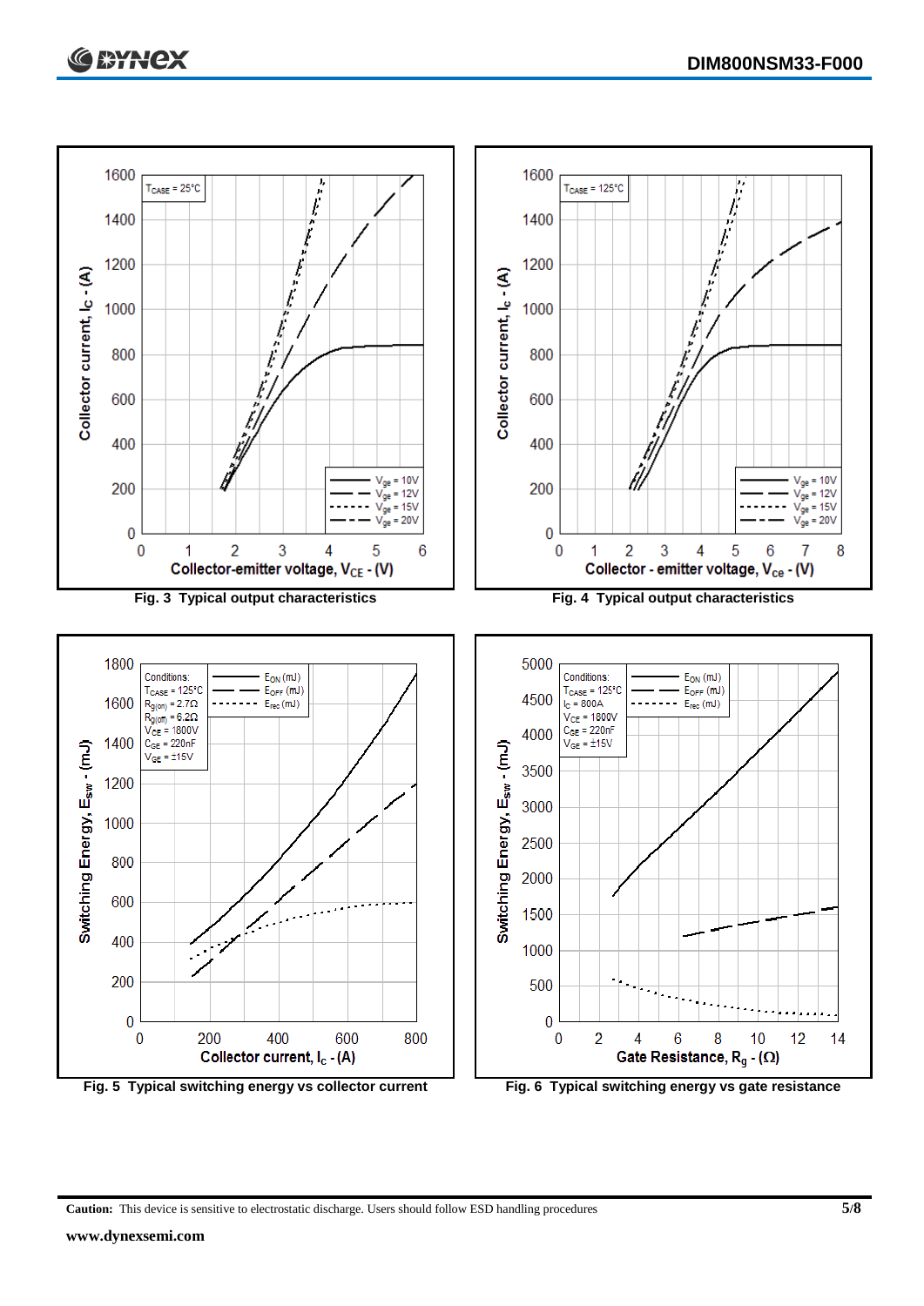Fig. 3 Typical output characteristics

Fig. 4 Typical output characteristics

Fig. 5 Typical switching energy vs collector current

Fig. 6 Typical switching energy vs gate resistance

**Caution:** This device is sensitive to electrostatic discharge. Users should follow ESD handling procedures

**www.dynexsemi.com**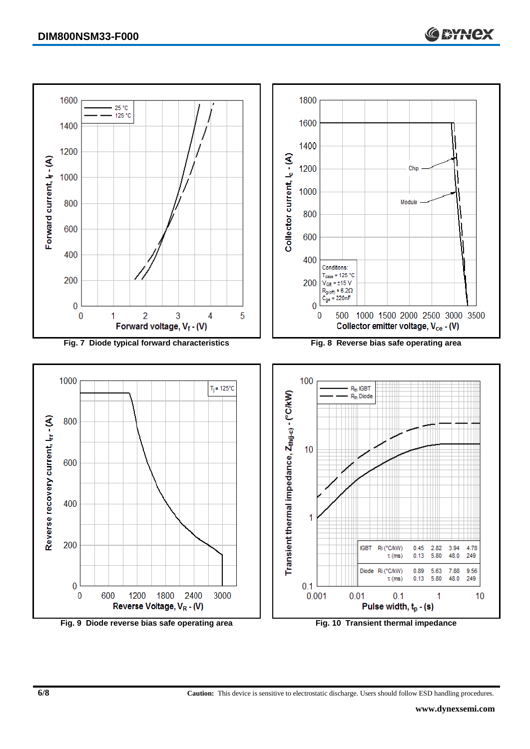Fig. 7 Diode typical forward characteristics

Fig. 8 Reverse bias safe operating area

Fig. 9 Diode reverse bias safe operating area

| IGBT | Ri (°C/kW) | 0.45 | 2.82 | 3.94 | 4.78 |
|---|---|---|---|---|---|
| | τ (ms) | 0.13 | 5.80 | 48.0 | 249 |
| Diode | Ri (°C/kW) | 0.89 | 5.63 | 7.88 | 9.56 |
| | τ (ms) | 0.13 | 5.80 | 48.0 | 249 |

Fig. 10 Transient thermal impedance

**Caution:** This device is sensitive to electrostatic discharge. Users should follow ESD handling procedures.

**www.dynexsemi.com**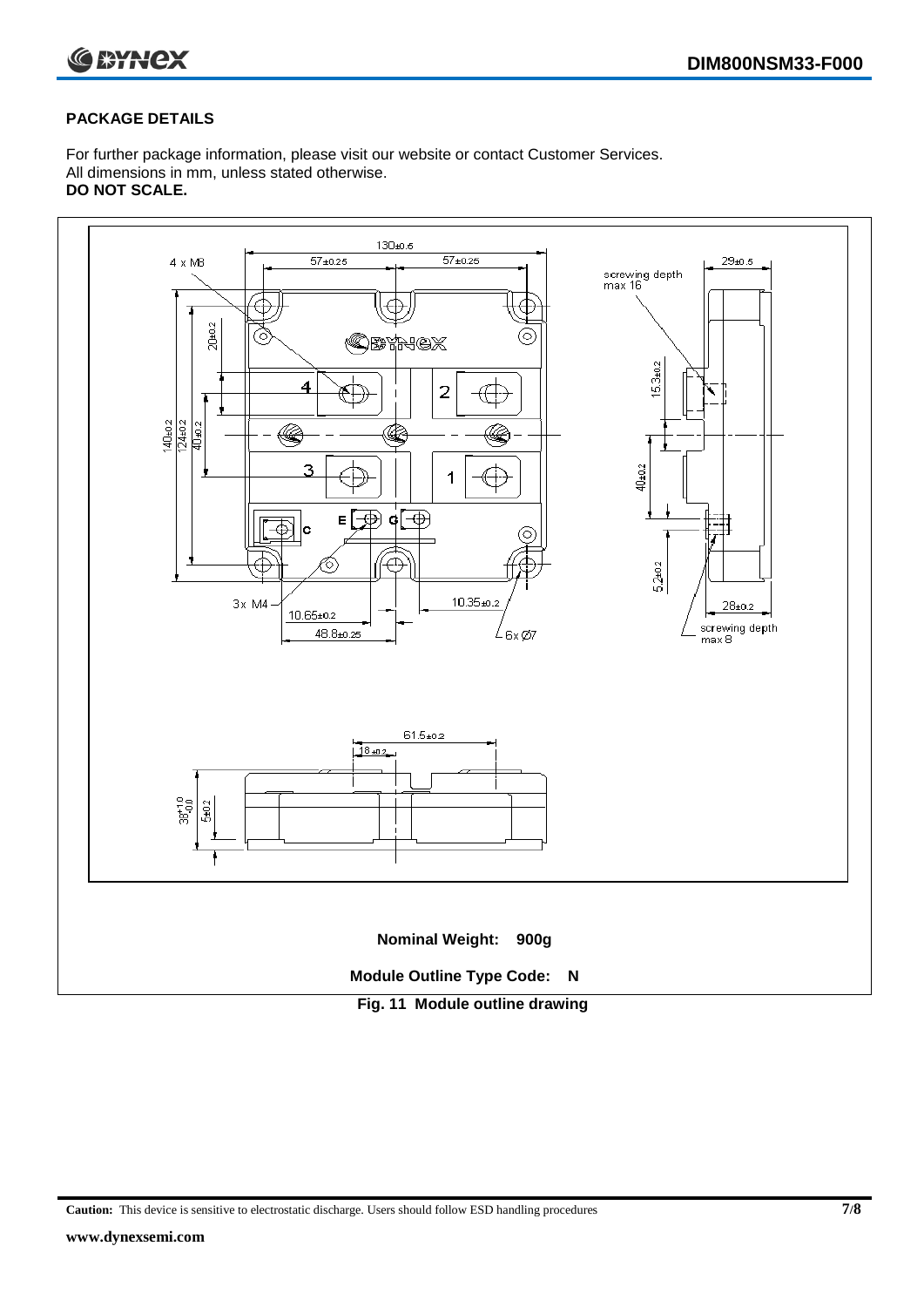## PACKAGE DETAILS

For further package information, please visit our website or contact Customer Services.
All dimensions in mm, unless stated otherwise.
**DO NOT SCALE.**

**Nominal Weight: 900g**

**Module Outline Type Code: N**

**Fig. 11 Module outline drawing**

**Caution:** This device is sensitive to electrostatic discharge. Users should follow ESD handling procedures

**www.dynexsemi.com**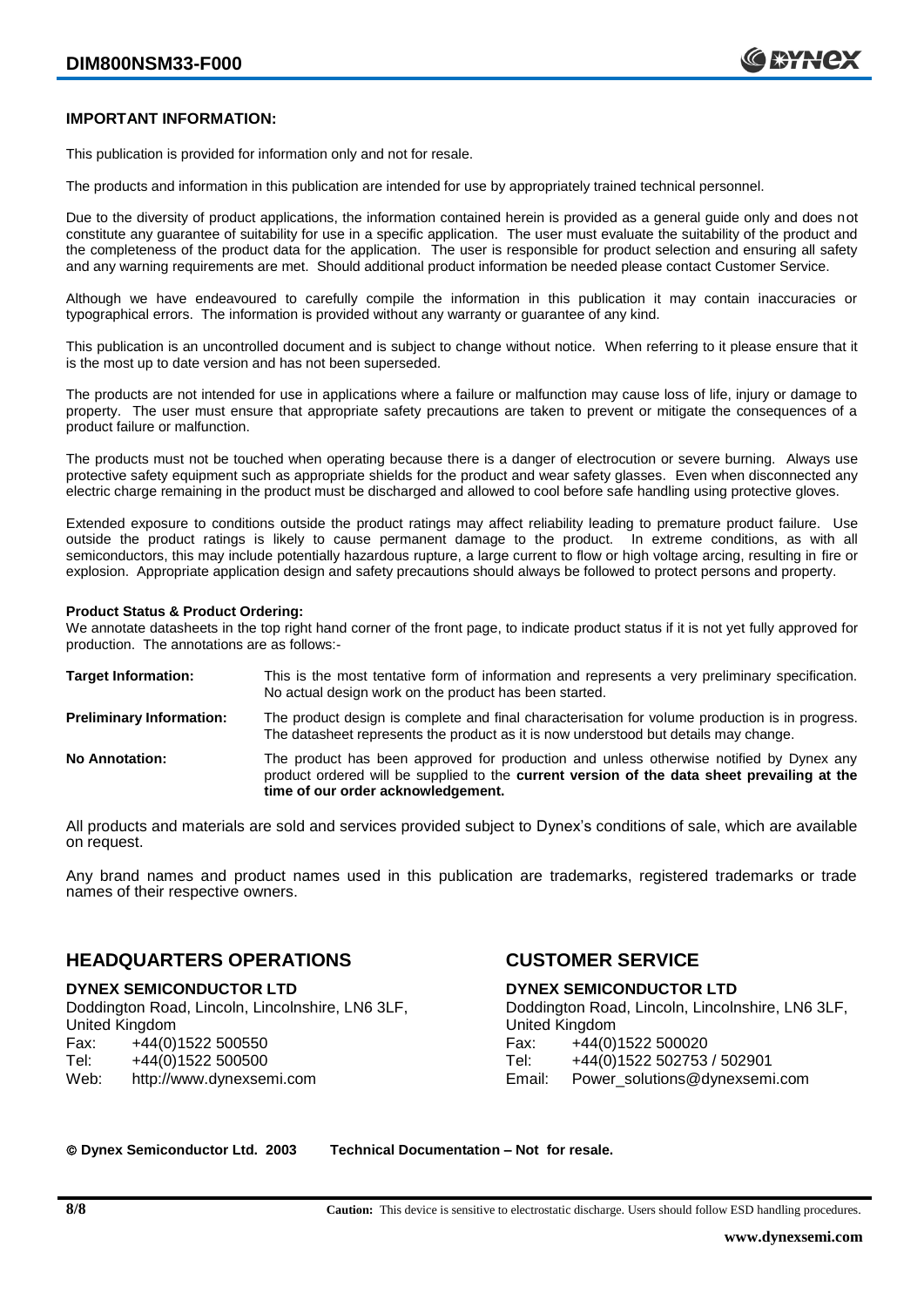**IMPORTANT INFORMATION:**

This publication is provided for information only and not for resale.

The products and information in this publication are intended for use by appropriately trained technical personnel.

Due to the diversity of product applications, the information contained herein is provided as a general guide only and does not constitute any guarantee of suitability for use in a specific application. The user must evaluate the suitability of the product and the completeness of the product data for the application. The user is responsible for product selection and ensuring all safety and any warning requirements are met. Should additional product information be needed please contact Customer Service.

Although we have endeavoured to carefully compile the information in this publication it may contain inaccuracies or typographical errors. The information is provided without any warranty or guarantee of any kind.

This publication is an uncontrolled document and is subject to change without notice. When referring to it please ensure that it is the most up to date version and has not been superseded.

The products are not intended for use in applications where a failure or malfunction may cause loss of life, injury or damage to property. The user must ensure that appropriate safety precautions are taken to prevent or mitigate the consequences of a product failure or malfunction.

The products must not be touched when operating because there is a danger of electrocution or severe burning. Always use protective safety equipment such as appropriate shields for the product and wear safety glasses. Even when disconnected any electric charge remaining in the product must be discharged and allowed to cool before safe handling using protective gloves.

Extended exposure to conditions outside the product ratings may affect reliability leading to premature product failure. Use outside the product ratings is likely to cause permanent damage to the product. In extreme conditions, as with all semiconductors, this may include potentially hazardous rupture, a large current to flow or high voltage arcing, resulting in fire or explosion. Appropriate application design and safety precautions should always be followed to protect persons and property.

**Product Status & Product Ordering:**

We annotate datasheets in the top right hand corner of the front page, to indicate product status if it is not yet fully approved for production. The annotations are as follows:-

| | |
|---|---|
| **Target Information:** | This is the most tentative form of information and represents a very preliminary specification. No actual design work on the product has been started. |
| **Preliminary Information:** | The product design is complete and final characterisation for volume production is in progress. The datasheet represents the product as it is now understood but details may change. |
| **No Annotation:** | The product has been approved for production and unless otherwise notified by Dynex any product ordered will be supplied to the **current version of the data sheet prevailing at the time of our order acknowledgement.** |

All products and materials are sold and services provided subject to Dynex's conditions of sale, which are available on request.

Any brand names and product names used in this publication are trademarks, registered trademarks or trade names of their respective owners.

## HEADQUARTERS OPERATIONS

**DYNEX SEMICONDUCTOR LTD**

Doddington Road, Lincoln, Lincolnshire, LN6 3LF,
United Kingdom
Fax: +44(0)1522 500550
Tel: +44(0)1522 500500
Web: http://www.dynexsemi.com

## CUSTOMER SERVICE

**DYNEX SEMICONDUCTOR LTD**

Doddington Road, Lincoln, Lincolnshire, LN6 3LF,
United Kingdom
Fax: +44(0)1522 500020
Tel: +44(0)1522 502753 / 502901
Email: Power_solutions@dynexsemi.com

**© Dynex Semiconductor Ltd. 2003 Technical Documentation – Not for resale.**

**Caution:** This device is sensitive to electrostatic discharge. Users should follow ESD handling procedures.